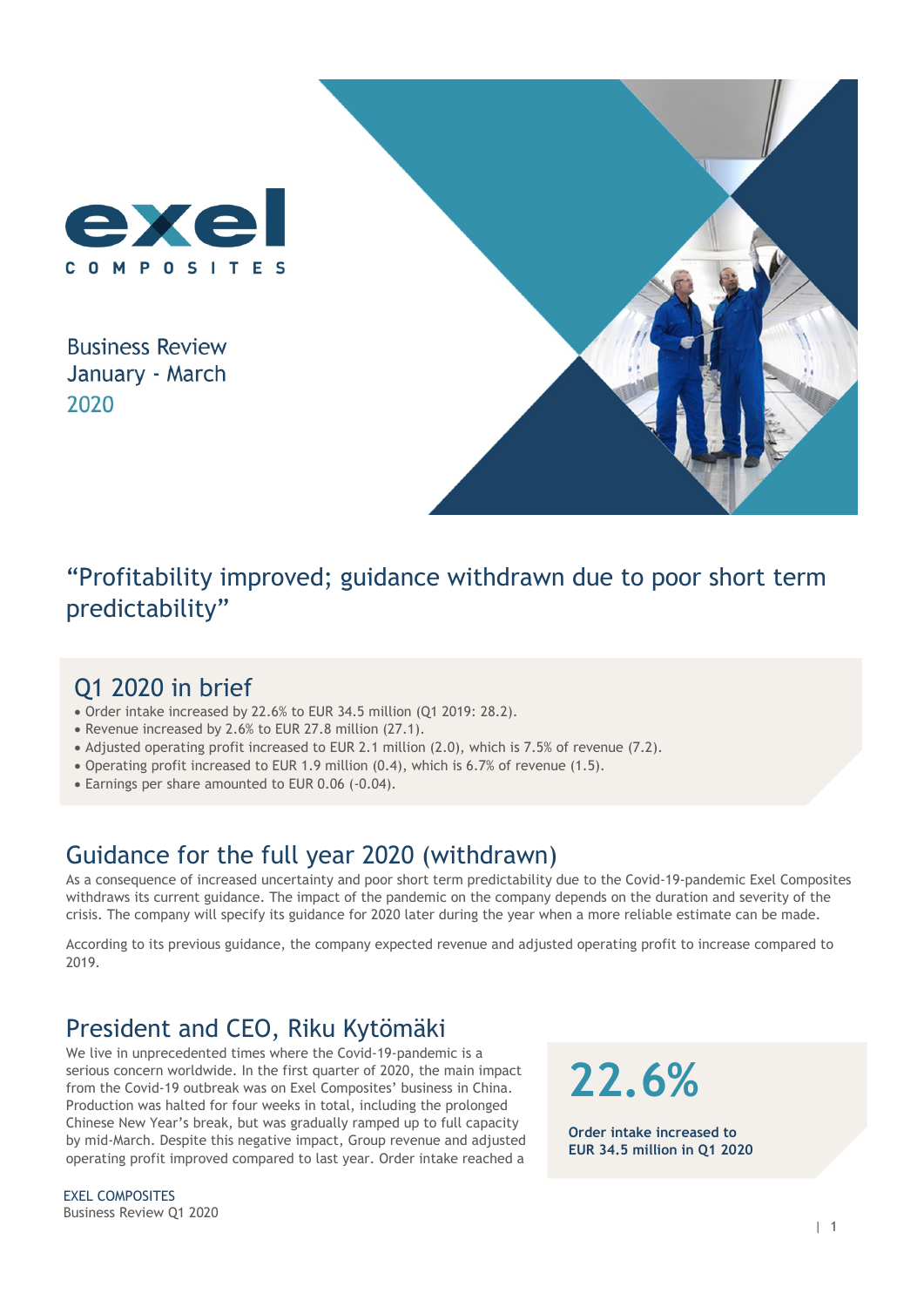exel COMPOSITES

Business Review
January - March
2020

# "Profitability improved; guidance withdrawn due to poor short term predictability"

## Q1 2020 in brief

- Order intake increased by 22.6% to EUR 34.5 million (Q1 2019: 28.2).
- Revenue increased by 2.6% to EUR 27.8 million (27.1).
- Adjusted operating profit increased to EUR 2.1 million (2.0), which is 7.5% of revenue (7.2).
- Operating profit increased to EUR 1.9 million (0.4), which is 6.7% of revenue (1.5).
- Earnings per share amounted to EUR 0.06 (-0.04).

## Guidance for the full year 2020 (withdrawn)

As a consequence of increased uncertainty and poor short term predictability due to the Covid-19-pandemic Exel Composites withdraws its current guidance. The impact of the pandemic on the company depends on the duration and severity of the crisis. The company will specify its guidance for 2020 later during the year when a more reliable estimate can be made.

According to its previous guidance, the company expected revenue and adjusted operating profit to increase compared to 2019.

## President and CEO, Riku Kytömäki

We live in unprecedented times where the Covid-19-pandemic is a serious concern worldwide. In the first quarter of 2020, the main impact from the Covid-19 outbreak was on Exel Composites' business in China. Production was halted for four weeks in total, including the prolonged Chinese New Year's break, but was gradually ramped up to full capacity by mid-March. Despite this negative impact, Group revenue and adjusted operating profit improved compared to last year. Order intake reached a

**22.6%**

**Order intake increased to EUR 34.5 million in Q1 2020**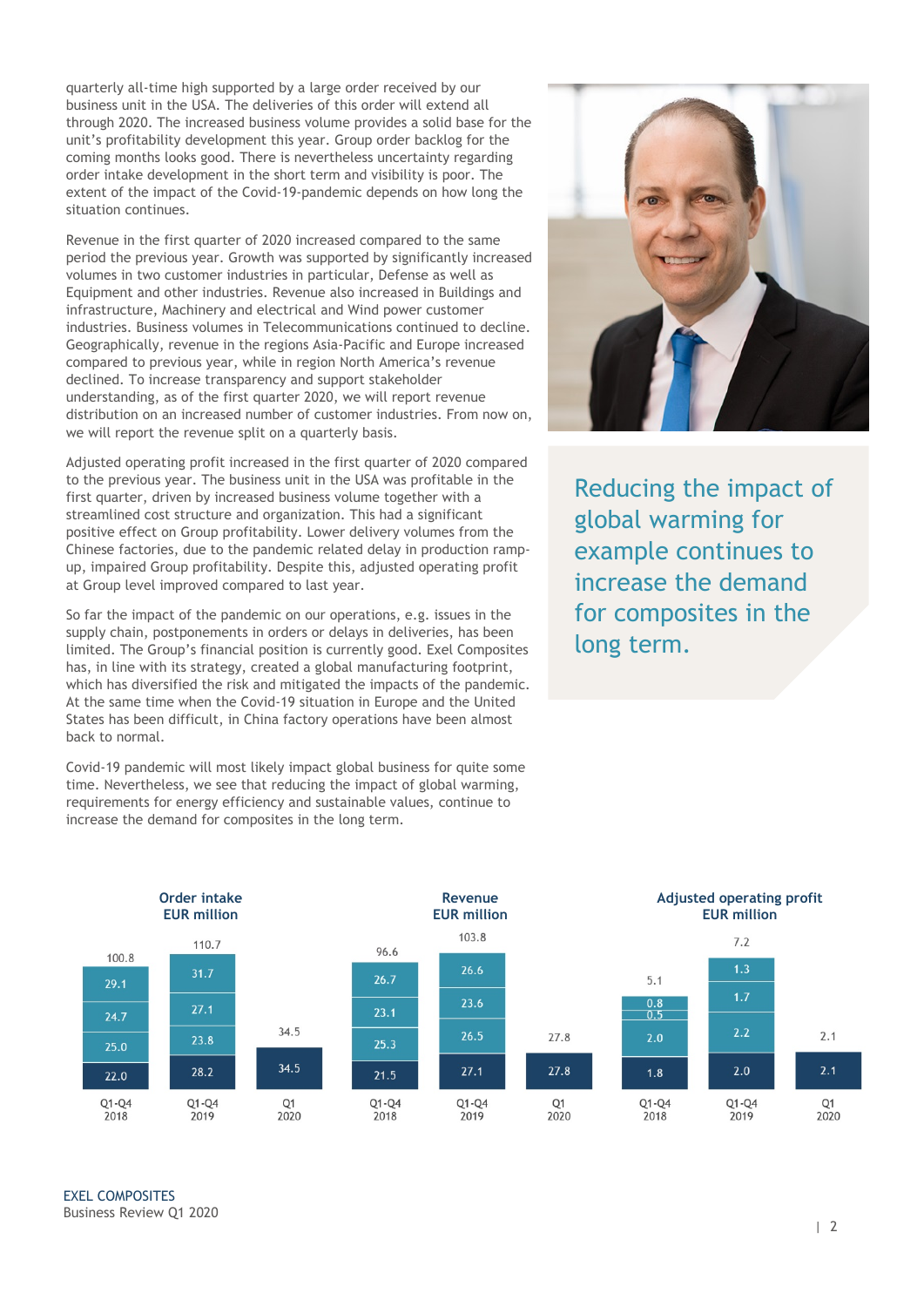quarterly all-time high supported by a large order received by our business unit in the USA. The deliveries of this order will extend all through 2020. The increased business volume provides a solid base for the unit's profitability development this year. Group order backlog for the coming months looks good. There is nevertheless uncertainty regarding order intake development in the short term and visibility is poor. The extent of the impact of the Covid-19-pandemic depends on how long the situation continues.

Revenue in the first quarter of 2020 increased compared to the same period the previous year. Growth was supported by significantly increased volumes in two customer industries in particular, Defense as well as Equipment and other industries. Revenue also increased in Buildings and infrastructure, Machinery and electrical and Wind power customer industries. Business volumes in Telecommunications continued to decline. Geographically, revenue in the regions Asia-Pacific and Europe increased compared to previous year, while in region North America's revenue declined. To increase transparency and support stakeholder understanding, as of the first quarter 2020, we will report revenue distribution on an increased number of customer industries. From now on, we will report the revenue split on a quarterly basis.

Adjusted operating profit increased in the first quarter of 2020 compared to the previous year. The business unit in the USA was profitable in the first quarter, driven by increased business volume together with a streamlined cost structure and organization. This had a significant positive effect on Group profitability. Lower delivery volumes from the Chinese factories, due to the pandemic related delay in production ramp-up, impaired Group profitability. Despite this, adjusted operating profit at Group level improved compared to last year.

So far the impact of the pandemic on our operations, e.g. issues in the supply chain, postponements in orders or delays in deliveries, has been limited. The Group's financial position is currently good. Exel Composites has, in line with its strategy, created a global manufacturing footprint, which has diversified the risk and mitigated the impacts of the pandemic. At the same time when the Covid-19 situation in Europe and the United States has been difficult, in China factory operations have been almost back to normal.

Covid-19 pandemic will most likely impact global business for quite some time. Nevertheless, we see that reducing the impact of global warming, requirements for energy efficiency and sustainable values, continue to increase the demand for composites in the long term.

> Reducing the impact of global warming for example continues to increase the demand for composites in the long term.

**Order intake, EUR million**

| | Q1-Q4 2018 | Q1-Q4 2019 | Q1 2020 |
|---|---|---|---|
| Q1 | 22.0 | 28.2 | 34.5 |
| Q2 | 25.0 | 23.8 | |
| Q3 | 24.7 | 27.1 | |
| Q4 | 29.1 | 31.7 | |
| Total | 100.8 | 110.7 | 34.5 |

**Revenue, EUR million**

| | Q1-Q4 2018 | Q1-Q4 2019 | Q1 2020 |
|---|---|---|---|
| Q1 | 21.5 | 27.1 | 27.8 |
| Q2 | 25.3 | 26.5 | |
| Q3 | 23.1 | 23.6 | |
| Q4 | 26.7 | 26.6 | |
| Total | 96.6 | 103.8 | 27.8 |

**Adjusted operating profit, EUR million**

| | Q1-Q4 2018 | Q1-Q4 2019 | Q1 2020 |
|---|---|---|---|
| Q1 | 1.8 | 2.0 | 2.1 |
| Q2 | 2.0 | 2.2 | |
| Q3 | 0.5 | 1.7 | |
| Q4 | 0.8 | 1.3 | |
| Total | 5.1 | 7.2 | 2.1 |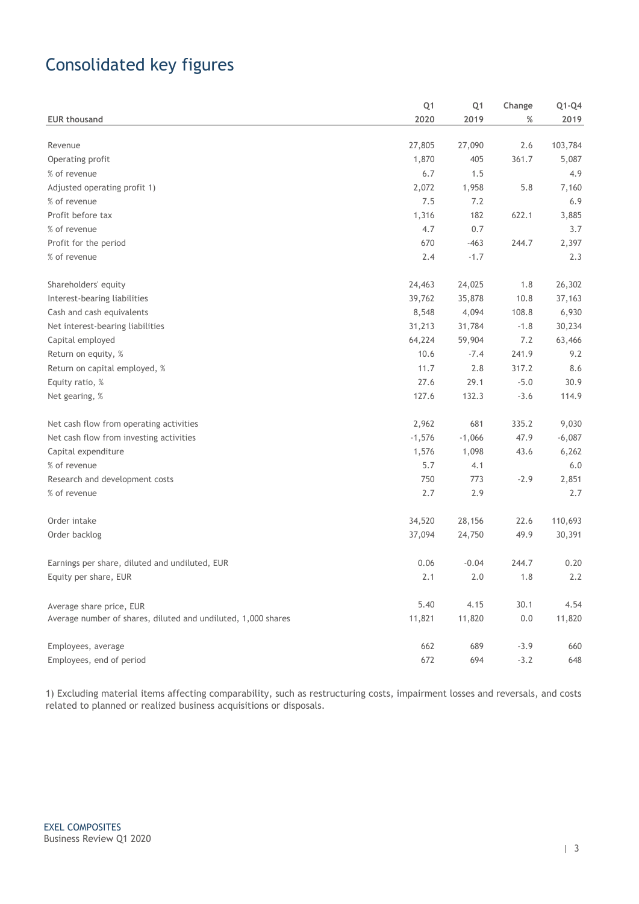# Consolidated key figures

| EUR thousand | Q1 2020 | Q1 2019 | Change % | Q1-Q4 2019 |
|---|---|---|---|---|
| Revenue | 27,805 | 27,090 | 2.6 | 103,784 |
| Operating profit | 1,870 | 405 | 361.7 | 5,087 |
| % of revenue | 6.7 | 1.5 | | 4.9 |
| Adjusted operating profit 1) | 2,072 | 1,958 | 5.8 | 7,160 |
| % of revenue | 7.5 | 7.2 | | 6.9 |
| Profit before tax | 1,316 | 182 | 622.1 | 3,885 |
| % of revenue | 4.7 | 0.7 | | 3.7 |
| Profit for the period | 670 | -463 | 244.7 | 2,397 |
| % of revenue | 2.4 | -1.7 | | 2.3 |
| | | | | |
| Shareholders' equity | 24,463 | 24,025 | 1.8 | 26,302 |
| Interest-bearing liabilities | 39,762 | 35,878 | 10.8 | 37,163 |
| Cash and cash equivalents | 8,548 | 4,094 | 108.8 | 6,930 |
| Net interest-bearing liabilities | 31,213 | 31,784 | -1.8 | 30,234 |
| Capital employed | 64,224 | 59,904 | 7.2 | 63,466 |
| Return on equity, % | 10.6 | -7.4 | 241.9 | 9.2 |
| Return on capital employed, % | 11.7 | 2.8 | 317.2 | 8.6 |
| Equity ratio, % | 27.6 | 29.1 | -5.0 | 30.9 |
| Net gearing, % | 127.6 | 132.3 | -3.6 | 114.9 |
| | | | | |
| Net cash flow from operating activities | 2,962 | 681 | 335.2 | 9,030 |
| Net cash flow from investing activities | -1,576 | -1,066 | 47.9 | -6,087 |
| Capital expenditure | 1,576 | 1,098 | 43.6 | 6,262 |
| % of revenue | 5.7 | 4.1 | | 6.0 |
| Research and development costs | 750 | 773 | -2.9 | 2,851 |
| % of revenue | 2.7 | 2.9 | | 2.7 |
| | | | | |
| Order intake | 34,520 | 28,156 | 22.6 | 110,693 |
| Order backlog | 37,094 | 24,750 | 49.9 | 30,391 |
| | | | | |
| Earnings per share, diluted and undiluted, EUR | 0.06 | -0.04 | 244.7 | 0.20 |
| Equity per share, EUR | 2.1 | 2.0 | 1.8 | 2.2 |
| | | | | |
| Average share price, EUR | 5.40 | 4.15 | 30.1 | 4.54 |
| Average number of shares, diluted and undiluted, 1,000 shares | 11,821 | 11,820 | 0.0 | 11,820 |
| | | | | |
| Employees, average | 662 | 689 | -3.9 | 660 |
| Employees, end of period | 672 | 694 | -3.2 | 648 |

1) Excluding material items affecting comparability, such as restructuring costs, impairment losses and reversals, and costs related to planned or realized business acquisitions or disposals.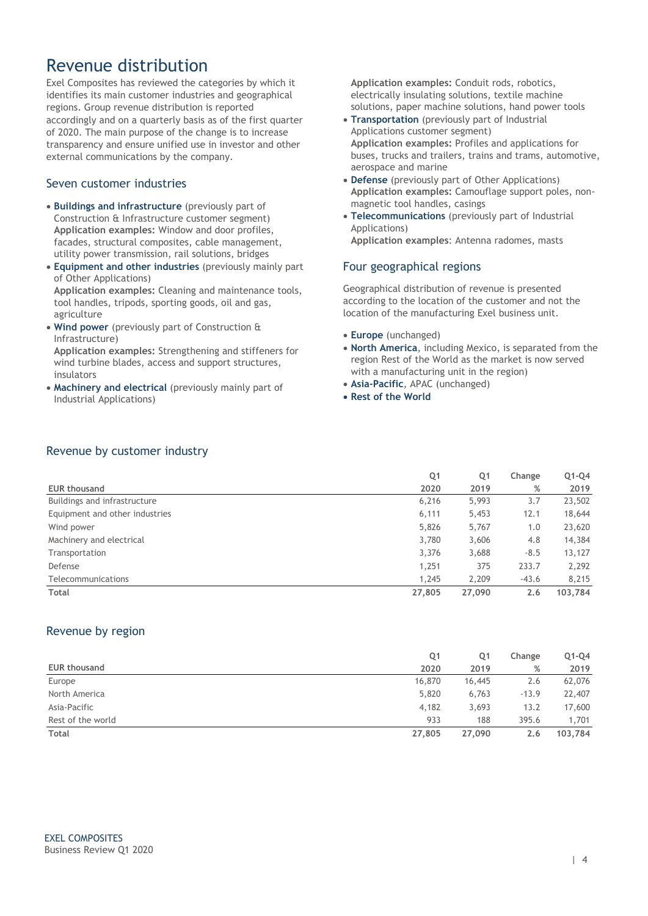# Revenue distribution

Exel Composites has reviewed the categories by which it identifies its main customer industries and geographical regions. Group revenue distribution is reported accordingly and on a quarterly basis as of the first quarter of 2020. The main purpose of the change is to increase transparency and ensure unified use in investor and other external communications by the company.

## Seven customer industries

- **Buildings and infrastructure** (previously part of Construction & Infrastructure customer segment)
  **Application examples:** Window and door profiles, facades, structural composites, cable management, utility power transmission, rail solutions, bridges
- **Equipment and other industries** (previously mainly part of Other Applications)
  **Application examples:** Cleaning and maintenance tools, tool handles, tripods, sporting goods, oil and gas, agriculture
- **Wind power** (previously part of Construction & Infrastructure)
  **Application examples:** Strengthening and stiffeners for wind turbine blades, access and support structures, insulators
- **Machinery and electrical** (previously mainly part of Industrial Applications)
  **Application examples:** Conduit rods, robotics, electrically insulating solutions, textile machine solutions, paper machine solutions, hand power tools
- **Transportation** (previously part of Industrial Applications customer segment)
  **Application examples:** Profiles and applications for buses, trucks and trailers, trains and trams, automotive, aerospace and marine
- **Defense** (previously part of Other Applications)
  **Application examples:** Camouflage support poles, non-magnetic tool handles, casings
- **Telecommunications** (previously part of Industrial Applications)
  **Application examples**: Antenna radomes, masts

## Four geographical regions

Geographical distribution of revenue is presented according to the location of the customer and not the location of the manufacturing Exel business unit.

- **Europe** (unchanged)
- **North America**, including Mexico, is separated from the region Rest of the World as the market is now served with a manufacturing unit in the region)
- **Asia-Pacific**, APAC (unchanged)
- **Rest of the World**

## Revenue by customer industry

| EUR thousand | Q1 2020 | Q1 2019 | Change % | Q1-Q4 2019 |
|---|---|---|---|---|
| Buildings and infrastructure | 6,216 | 5,993 | 3.7 | 23,502 |
| Equipment and other industries | 6,111 | 5,453 | 12.1 | 18,644 |
| Wind power | 5,826 | 5,767 | 1.0 | 23,620 |
| Machinery and electrical | 3,780 | 3,606 | 4.8 | 14,384 |
| Transportation | 3,376 | 3,688 | -8.5 | 13,127 |
| Defense | 1,251 | 375 | 233.7 | 2,292 |
| Telecommunications | 1,245 | 2,209 | -43.6 | 8,215 |
| **Total** | **27,805** | **27,090** | **2.6** | **103,784** |

## Revenue by region

| EUR thousand | Q1 2020 | Q1 2019 | Change % | Q1-Q4 2019 |
|---|---|---|---|---|
| Europe | 16,870 | 16,445 | 2.6 | 62,076 |
| North America | 5,820 | 6,763 | -13.9 | 22,407 |
| Asia-Pacific | 4,182 | 3,693 | 13.2 | 17,600 |
| Rest of the world | 933 | 188 | 395.6 | 1,701 |
| **Total** | **27,805** | **27,090** | **2.6** | **103,784** |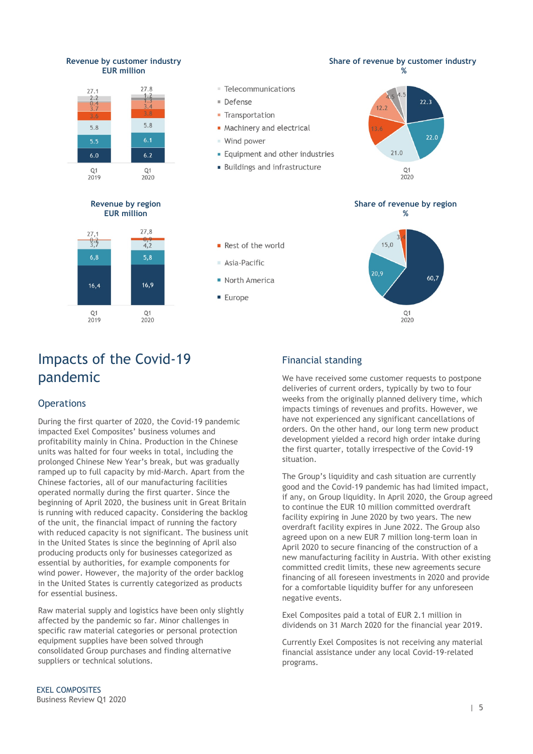**Revenue by customer industry**
**EUR million**

| | Q1 2019 | Q1 2020 |
|---|---|---|
| Telecommunications | 2.2 | 1.2 |
| Defense | 0.4 | 1.3 |
| Transportation | 3.7 | 3.4 |
| Machinery and electrical | 3.6 | 3.8 |
| Wind power | 5.8 | 5.8 |
| Equipment and other industries | 5.5 | 6.1 |
| Buildings and infrastructure | 6.0 | 6.2 |
| Total | 27.1 | 27.8 |

**Share of revenue by customer industry**
**%**

| Q1 2020 | % |
|---|---|
| Telecommunications | 4.5 |
| Defense | 4.5 |
| Transportation | 12.2 |
| Machinery and electrical | 13.6 |
| Wind power | 21.0 |
| Equipment and other industries | 22.0 |
| Buildings and infrastructure | 22.3 |

**Revenue by region**
**EUR million**

| | Q1 2019 | Q1 2020 |
|---|---|---|
| Rest of the world | 0,2 | 0,9 |
| Asia-Pacific | 3,7 | 4,2 |
| North America | 6,8 | 5,8 |
| Europe | 16,4 | 16,9 |
| Total | 27,1 | 27,8 |

**Share of revenue by region**
**%**

| Q1 2020 | % |
|---|---|
| Rest of the world | 3,4 |
| Asia-Pacific | 15,0 |
| North America | 20,9 |
| Europe | 60,7 |

# Impacts of the Covid-19 pandemic

## Operations

During the first quarter of 2020, the Covid-19 pandemic impacted Exel Composites' business volumes and profitability mainly in China. Production in the Chinese units was halted for four weeks in total, including the prolonged Chinese New Year's break, but was gradually ramped up to full capacity by mid-March. Apart from the Chinese factories, all of our manufacturing facilities operated normally during the first quarter. Since the beginning of April 2020, the business unit in Great Britain is running with reduced capacity. Considering the backlog of the unit, the financial impact of running the factory with reduced capacity is not significant. The business unit in the United States is since the beginning of April also producing products only for businesses categorized as essential by authorities, for example components for wind power. However, the majority of the order backlog in the United States is currently categorized as products for essential business.

Raw material supply and logistics have been only slightly affected by the pandemic so far. Minor challenges in specific raw material categories or personal protection equipment supplies have been solved through consolidated Group purchases and finding alternative suppliers or technical solutions.

## Financial standing

We have received some customer requests to postpone deliveries of current orders, typically by two to four weeks from the originally planned delivery time, which impacts timings of revenues and profits. However, we have not experienced any significant cancellations of orders. On the other hand, our long term new product development yielded a record high order intake during the first quarter, totally irrespective of the Covid-19 situation.

The Group's liquidity and cash situation are currently good and the Covid-19 pandemic has had limited impact, if any, on Group liquidity. In April 2020, the Group agreed to continue the EUR 10 million committed overdraft facility expiring in June 2020 by two years. The new overdraft facility expires in June 2022. The Group also agreed upon on a new EUR 7 million long-term loan in April 2020 to secure financing of the construction of a new manufacturing facility in Austria. With other existing committed credit limits, these new agreements secure financing of all foreseen investments in 2020 and provide for a comfortable liquidity buffer for any unforeseen negative events.

Exel Composites paid a total of EUR 2.1 million in dividends on 31 March 2020 for the financial year 2019.

Currently Exel Composites is not receiving any material financial assistance under any local Covid-19-related programs.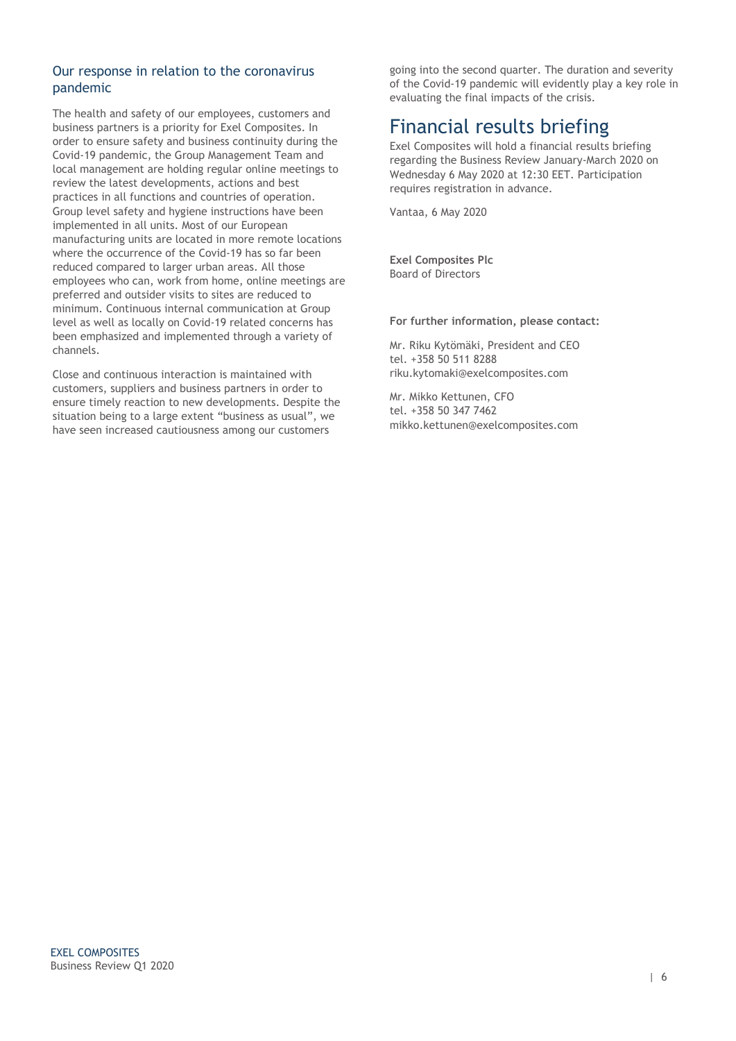## Our response in relation to the coronavirus pandemic

The health and safety of our employees, customers and business partners is a priority for Exel Composites. In order to ensure safety and business continuity during the Covid-19 pandemic, the Group Management Team and local management are holding regular online meetings to review the latest developments, actions and best practices in all functions and countries of operation. Group level safety and hygiene instructions have been implemented in all units. Most of our European manufacturing units are located in more remote locations where the occurrence of the Covid-19 has so far been reduced compared to larger urban areas. All those employees who can, work from home, online meetings are preferred and outsider visits to sites are reduced to minimum. Continuous internal communication at Group level as well as locally on Covid-19 related concerns has been emphasized and implemented through a variety of channels.

Close and continuous interaction is maintained with customers, suppliers and business partners in order to ensure timely reaction to new developments. Despite the situation being to a large extent "business as usual", we have seen increased cautiousness among our customers going into the second quarter. The duration and severity of the Covid-19 pandemic will evidently play a key role in evaluating the final impacts of the crisis.

# Financial results briefing

Exel Composites will hold a financial results briefing regarding the Business Review January-March 2020 on Wednesday 6 May 2020 at 12:30 EET. Participation requires registration in advance.

Vantaa, 6 May 2020

**Exel Composites Plc**
Board of Directors

**For further information, please contact:**

Mr. Riku Kytömäki, President and CEO
tel. +358 50 511 8288
riku.kytomaki@exelcomposites.com

Mr. Mikko Kettunen, CFO
tel. +358 50 347 7462
mikko.kettunen@exelcomposites.com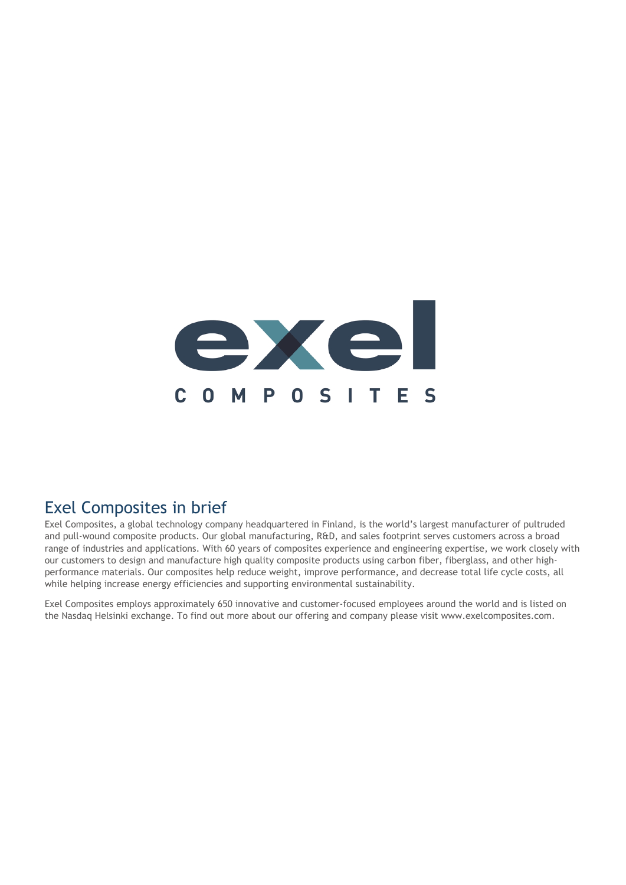exel

COMPOSITES

## Exel Composites in brief

Exel Composites, a global technology company headquartered in Finland, is the world's largest manufacturer of pultruded and pull-wound composite products. Our global manufacturing, R&D, and sales footprint serves customers across a broad range of industries and applications. With 60 years of composites experience and engineering expertise, we work closely with our customers to design and manufacture high quality composite products using carbon fiber, fiberglass, and other high-performance materials. Our composites help reduce weight, improve performance, and decrease total life cycle costs, all while helping increase energy efficiencies and supporting environmental sustainability.

Exel Composites employs approximately 650 innovative and customer-focused employees around the world and is listed on the Nasdaq Helsinki exchange. To find out more about our offering and company please visit www.exelcomposites.com.